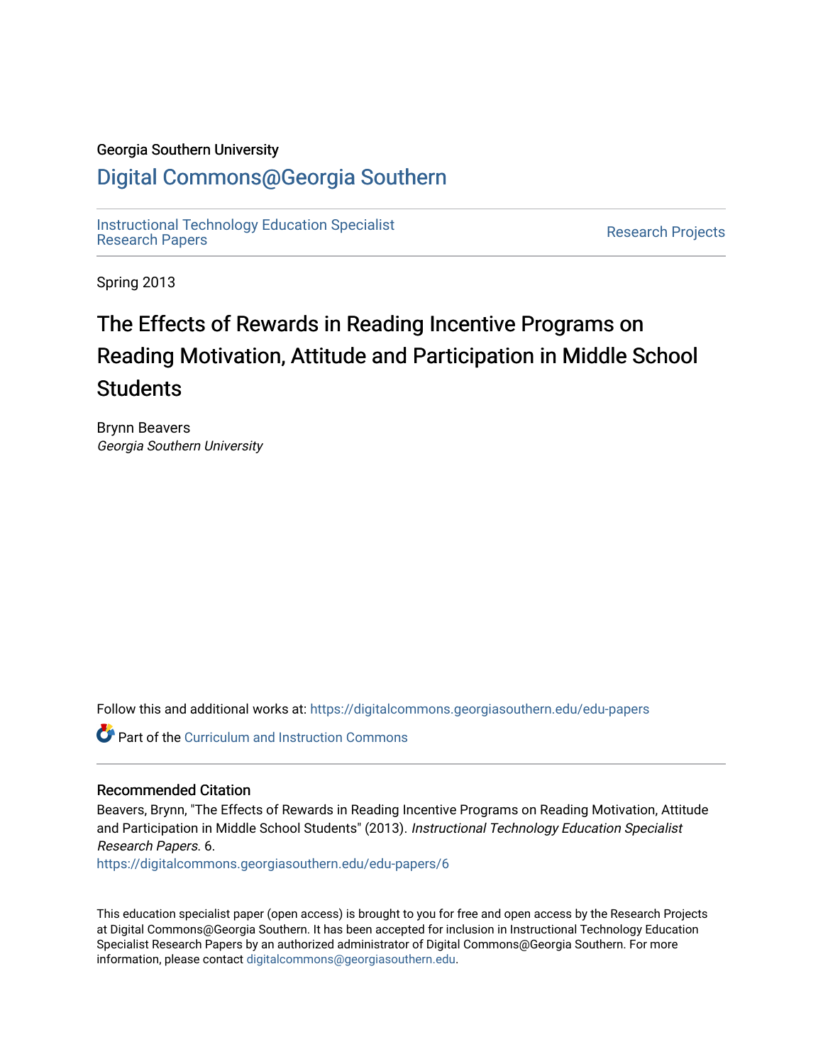Georgia Southern University

# Digital Commons@Georgia Southern

Instructional Technology Education Specialist Research Papers

Research Projects

Spring 2013

# The Effects of Rewards in Reading Incentive Programs on Reading Motivation, Attitude and Participation in Middle School Students

Brynn Beavers
*Georgia Southern University*

Follow this and additional works at: https://digitalcommons.georgiasouthern.edu/edu-papers

Part of the Curriculum and Instruction Commons

## Recommended Citation

Beavers, Brynn, "The Effects of Rewards in Reading Incentive Programs on Reading Motivation, Attitude and Participation in Middle School Students" (2013). *Instructional Technology Education Specialist Research Papers*. 6.
https://digitalcommons.georgiasouthern.edu/edu-papers/6

This education specialist paper (open access) is brought to you for free and open access by the Research Projects at Digital Commons@Georgia Southern. It has been accepted for inclusion in Instructional Technology Education Specialist Research Papers by an authorized administrator of Digital Commons@Georgia Southern. For more information, please contact digitalcommons@georgiasouthern.edu.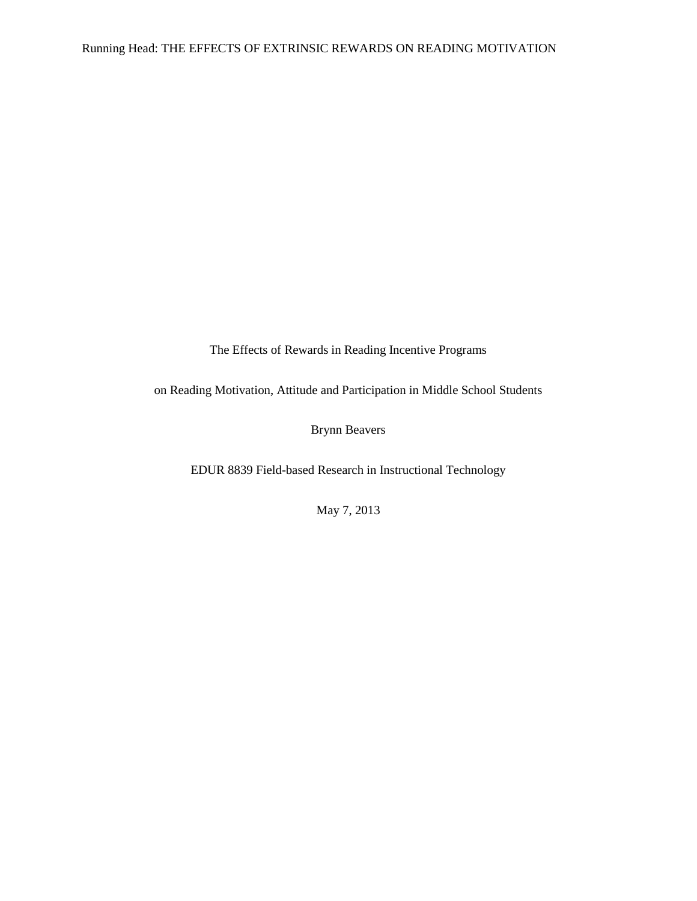The Effects of Rewards in Reading Incentive Programs

on Reading Motivation, Attitude and Participation in Middle School Students

Brynn Beavers

EDUR 8839 Field-based Research in Instructional Technology

May 7, 2013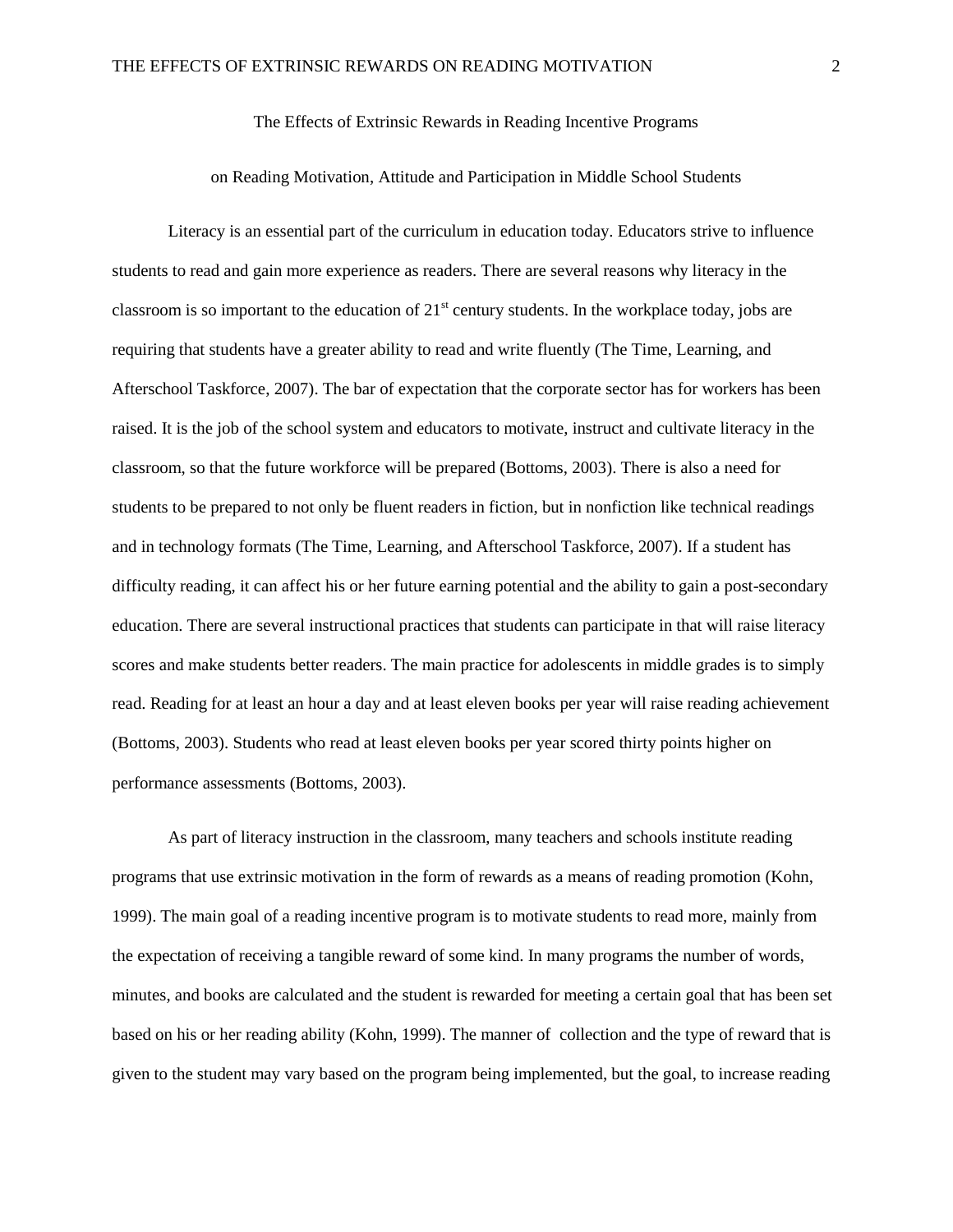# The Effects of Extrinsic Rewards in Reading Incentive Programs on Reading Motivation, Attitude and Participation in Middle School Students

Literacy is an essential part of the curriculum in education today. Educators strive to influence students to read and gain more experience as readers. There are several reasons why literacy in the classroom is so important to the education of 21st century students. In the workplace today, jobs are requiring that students have a greater ability to read and write fluently (The Time, Learning, and Afterschool Taskforce, 2007). The bar of expectation that the corporate sector has for workers has been raised. It is the job of the school system and educators to motivate, instruct and cultivate literacy in the classroom, so that the future workforce will be prepared (Bottoms, 2003). There is also a need for students to be prepared to not only be fluent readers in fiction, but in nonfiction like technical readings and in technology formats (The Time, Learning, and Afterschool Taskforce, 2007). If a student has difficulty reading, it can affect his or her future earning potential and the ability to gain a post-secondary education. There are several instructional practices that students can participate in that will raise literacy scores and make students better readers. The main practice for adolescents in middle grades is to simply read. Reading for at least an hour a day and at least eleven books per year will raise reading achievement (Bottoms, 2003). Students who read at least eleven books per year scored thirty points higher on performance assessments (Bottoms, 2003).

As part of literacy instruction in the classroom, many teachers and schools institute reading programs that use extrinsic motivation in the form of rewards as a means of reading promotion (Kohn, 1999). The main goal of a reading incentive program is to motivate students to read more, mainly from the expectation of receiving a tangible reward of some kind. In many programs the number of words, minutes, and books are calculated and the student is rewarded for meeting a certain goal that has been set based on his or her reading ability (Kohn, 1999). The manner of collection and the type of reward that is given to the student may vary based on the program being implemented, but the goal, to increase reading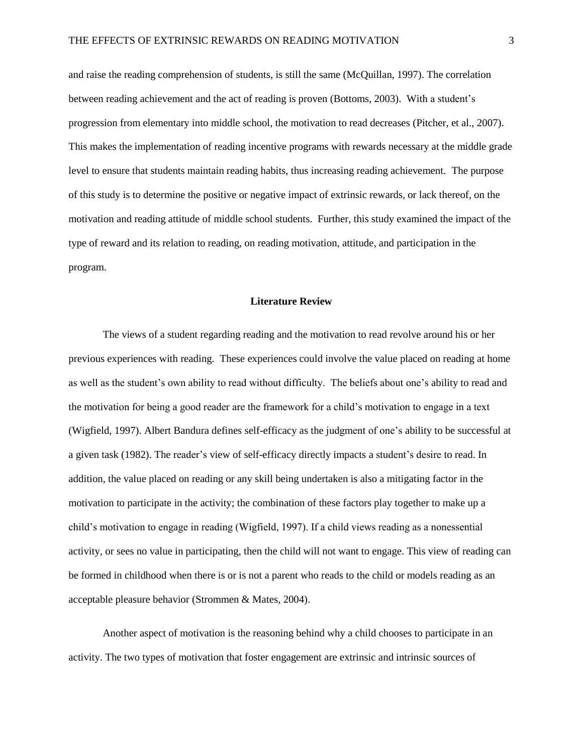and raise the reading comprehension of students, is still the same (McQuillan, 1997). The correlation between reading achievement and the act of reading is proven (Bottoms, 2003). With a student's progression from elementary into middle school, the motivation to read decreases (Pitcher, et al., 2007). This makes the implementation of reading incentive programs with rewards necessary at the middle grade level to ensure that students maintain reading habits, thus increasing reading achievement. The purpose of this study is to determine the positive or negative impact of extrinsic rewards, or lack thereof, on the motivation and reading attitude of middle school students. Further, this study examined the impact of the type of reward and its relation to reading, on reading motivation, attitude, and participation in the program.

## Literature Review

The views of a student regarding reading and the motivation to read revolve around his or her previous experiences with reading. These experiences could involve the value placed on reading at home as well as the student's own ability to read without difficulty. The beliefs about one's ability to read and the motivation for being a good reader are the framework for a child's motivation to engage in a text (Wigfield, 1997). Albert Bandura defines self-efficacy as the judgment of one's ability to be successful at a given task (1982). The reader's view of self-efficacy directly impacts a student's desire to read. In addition, the value placed on reading or any skill being undertaken is also a mitigating factor in the motivation to participate in the activity; the combination of these factors play together to make up a child's motivation to engage in reading (Wigfield, 1997). If a child views reading as a nonessential activity, or sees no value in participating, then the child will not want to engage. This view of reading can be formed in childhood when there is or is not a parent who reads to the child or models reading as an acceptable pleasure behavior (Strommen & Mates, 2004).

Another aspect of motivation is the reasoning behind why a child chooses to participate in an activity. The two types of motivation that foster engagement are extrinsic and intrinsic sources of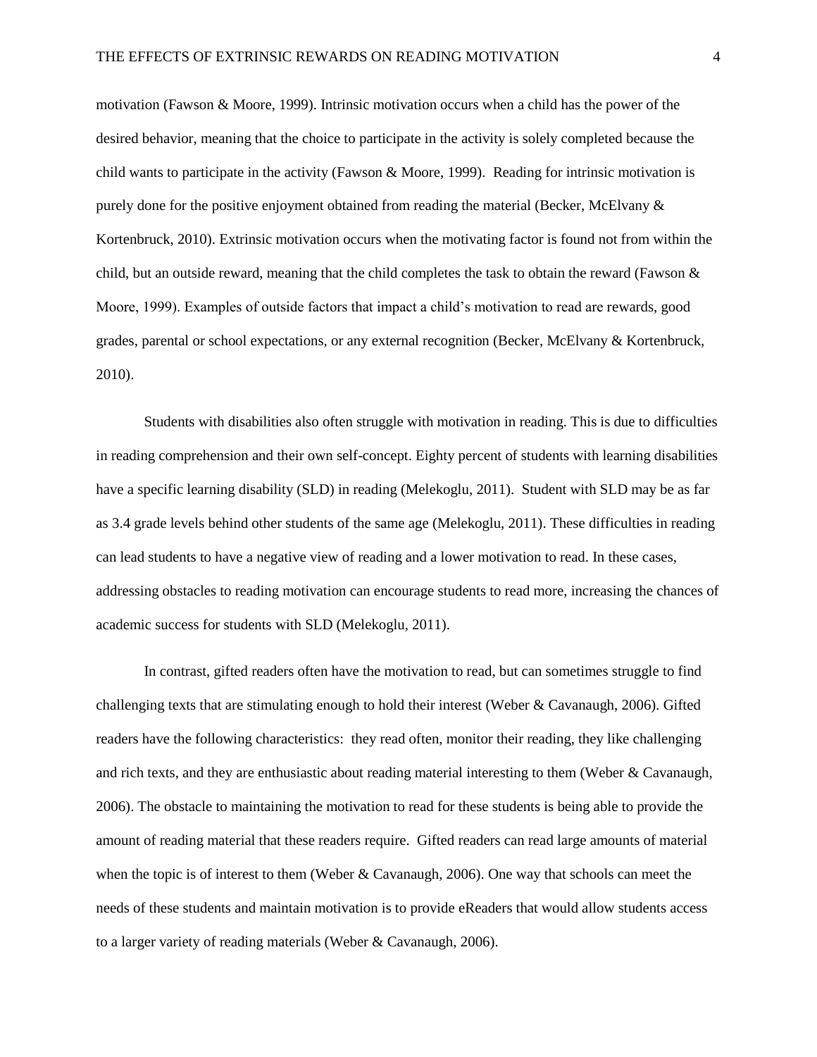motivation (Fawson & Moore, 1999). Intrinsic motivation occurs when a child has the power of the desired behavior, meaning that the choice to participate in the activity is solely completed because the child wants to participate in the activity (Fawson & Moore, 1999). Reading for intrinsic motivation is purely done for the positive enjoyment obtained from reading the material (Becker, McElvany & Kortenbruck, 2010). Extrinsic motivation occurs when the motivating factor is found not from within the child, but an outside reward, meaning that the child completes the task to obtain the reward (Fawson & Moore, 1999). Examples of outside factors that impact a child's motivation to read are rewards, good grades, parental or school expectations, or any external recognition (Becker, McElvany & Kortenbruck, 2010).

Students with disabilities also often struggle with motivation in reading. This is due to difficulties in reading comprehension and their own self-concept. Eighty percent of students with learning disabilities have a specific learning disability (SLD) in reading (Melekoglu, 2011). Student with SLD may be as far as 3.4 grade levels behind other students of the same age (Melekoglu, 2011). These difficulties in reading can lead students to have a negative view of reading and a lower motivation to read. In these cases, addressing obstacles to reading motivation can encourage students to read more, increasing the chances of academic success for students with SLD (Melekoglu, 2011).

In contrast, gifted readers often have the motivation to read, but can sometimes struggle to find challenging texts that are stimulating enough to hold their interest (Weber & Cavanaugh, 2006). Gifted readers have the following characteristics: they read often, monitor their reading, they like challenging and rich texts, and they are enthusiastic about reading material interesting to them (Weber & Cavanaugh, 2006). The obstacle to maintaining the motivation to read for these students is being able to provide the amount of reading material that these readers require. Gifted readers can read large amounts of material when the topic is of interest to them (Weber & Cavanaugh, 2006). One way that schools can meet the needs of these students and maintain motivation is to provide eReaders that would allow students access to a larger variety of reading materials (Weber & Cavanaugh, 2006).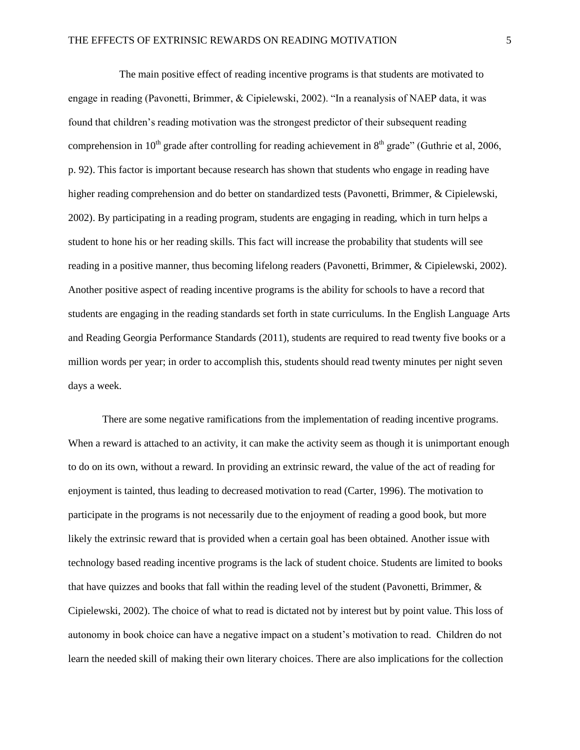The main positive effect of reading incentive programs is that students are motivated to engage in reading (Pavonetti, Brimmer, & Cipielewski, 2002). "In a reanalysis of NAEP data, it was found that children's reading motivation was the strongest predictor of their subsequent reading comprehension in 10th grade after controlling for reading achievement in 8th grade" (Guthrie et al, 2006, p. 92). This factor is important because research has shown that students who engage in reading have higher reading comprehension and do better on standardized tests (Pavonetti, Brimmer, & Cipielewski, 2002). By participating in a reading program, students are engaging in reading, which in turn helps a student to hone his or her reading skills. This fact will increase the probability that students will see reading in a positive manner, thus becoming lifelong readers (Pavonetti, Brimmer, & Cipielewski, 2002). Another positive aspect of reading incentive programs is the ability for schools to have a record that students are engaging in the reading standards set forth in state curriculums. In the English Language Arts and Reading Georgia Performance Standards (2011), students are required to read twenty five books or a million words per year; in order to accomplish this, students should read twenty minutes per night seven days a week.

There are some negative ramifications from the implementation of reading incentive programs. When a reward is attached to an activity, it can make the activity seem as though it is unimportant enough to do on its own, without a reward. In providing an extrinsic reward, the value of the act of reading for enjoyment is tainted, thus leading to decreased motivation to read (Carter, 1996). The motivation to participate in the programs is not necessarily due to the enjoyment of reading a good book, but more likely the extrinsic reward that is provided when a certain goal has been obtained. Another issue with technology based reading incentive programs is the lack of student choice. Students are limited to books that have quizzes and books that fall within the reading level of the student (Pavonetti, Brimmer, & Cipielewski, 2002). The choice of what to read is dictated not by interest but by point value. This loss of autonomy in book choice can have a negative impact on a student's motivation to read. Children do not learn the needed skill of making their own literary choices. There are also implications for the collection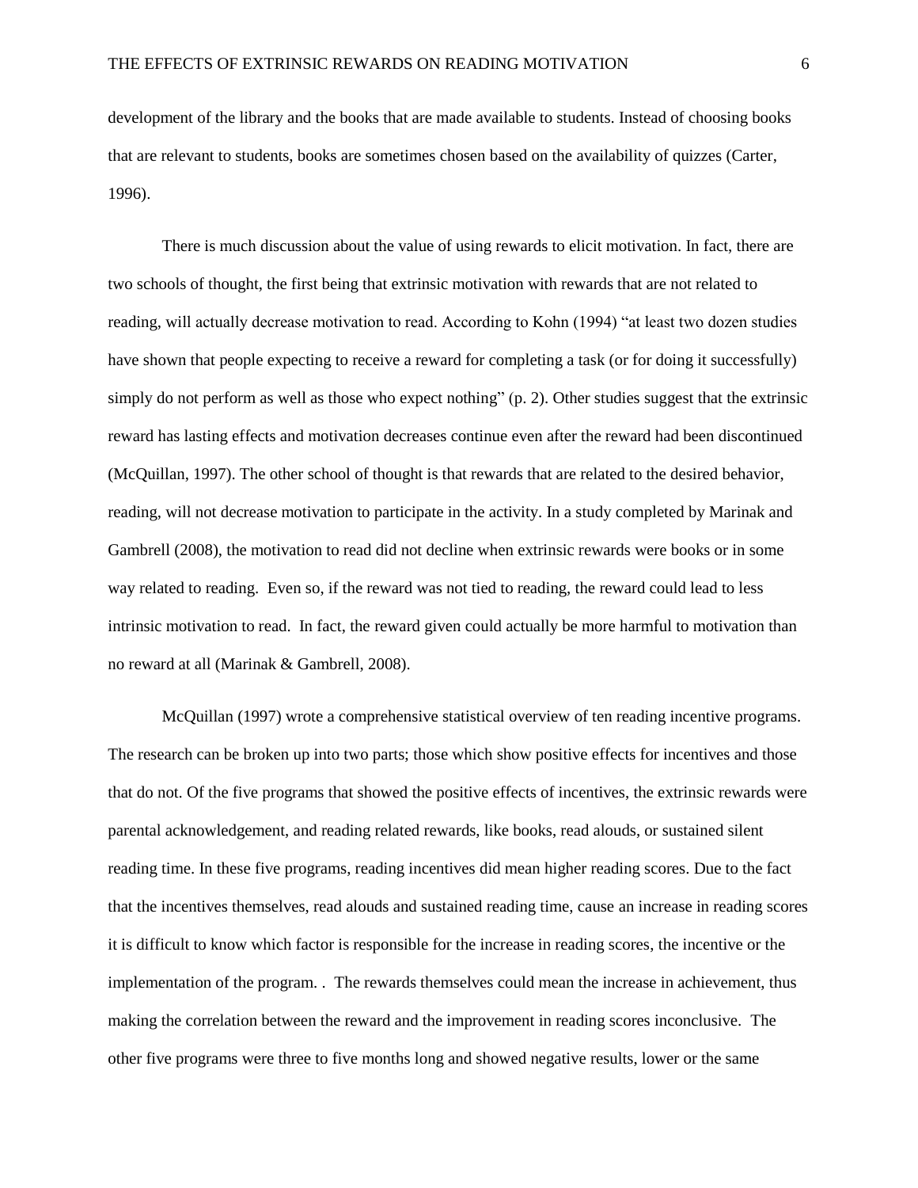development of the library and the books that are made available to students. Instead of choosing books that are relevant to students, books are sometimes chosen based on the availability of quizzes (Carter, 1996).

There is much discussion about the value of using rewards to elicit motivation. In fact, there are two schools of thought, the first being that extrinsic motivation with rewards that are not related to reading, will actually decrease motivation to read. According to Kohn (1994) "at least two dozen studies have shown that people expecting to receive a reward for completing a task (or for doing it successfully) simply do not perform as well as those who expect nothing" (p. 2). Other studies suggest that the extrinsic reward has lasting effects and motivation decreases continue even after the reward had been discontinued (McQuillan, 1997). The other school of thought is that rewards that are related to the desired behavior, reading, will not decrease motivation to participate in the activity. In a study completed by Marinak and Gambrell (2008), the motivation to read did not decline when extrinsic rewards were books or in some way related to reading. Even so, if the reward was not tied to reading, the reward could lead to less intrinsic motivation to read. In fact, the reward given could actually be more harmful to motivation than no reward at all (Marinak & Gambrell, 2008).

McQuillan (1997) wrote a comprehensive statistical overview of ten reading incentive programs. The research can be broken up into two parts; those which show positive effects for incentives and those that do not. Of the five programs that showed the positive effects of incentives, the extrinsic rewards were parental acknowledgement, and reading related rewards, like books, read alouds, or sustained silent reading time. In these five programs, reading incentives did mean higher reading scores. Due to the fact that the incentives themselves, read alouds and sustained reading time, cause an increase in reading scores it is difficult to know which factor is responsible for the increase in reading scores, the incentive or the implementation of the program. . The rewards themselves could mean the increase in achievement, thus making the correlation between the reward and the improvement in reading scores inconclusive. The other five programs were three to five months long and showed negative results, lower or the same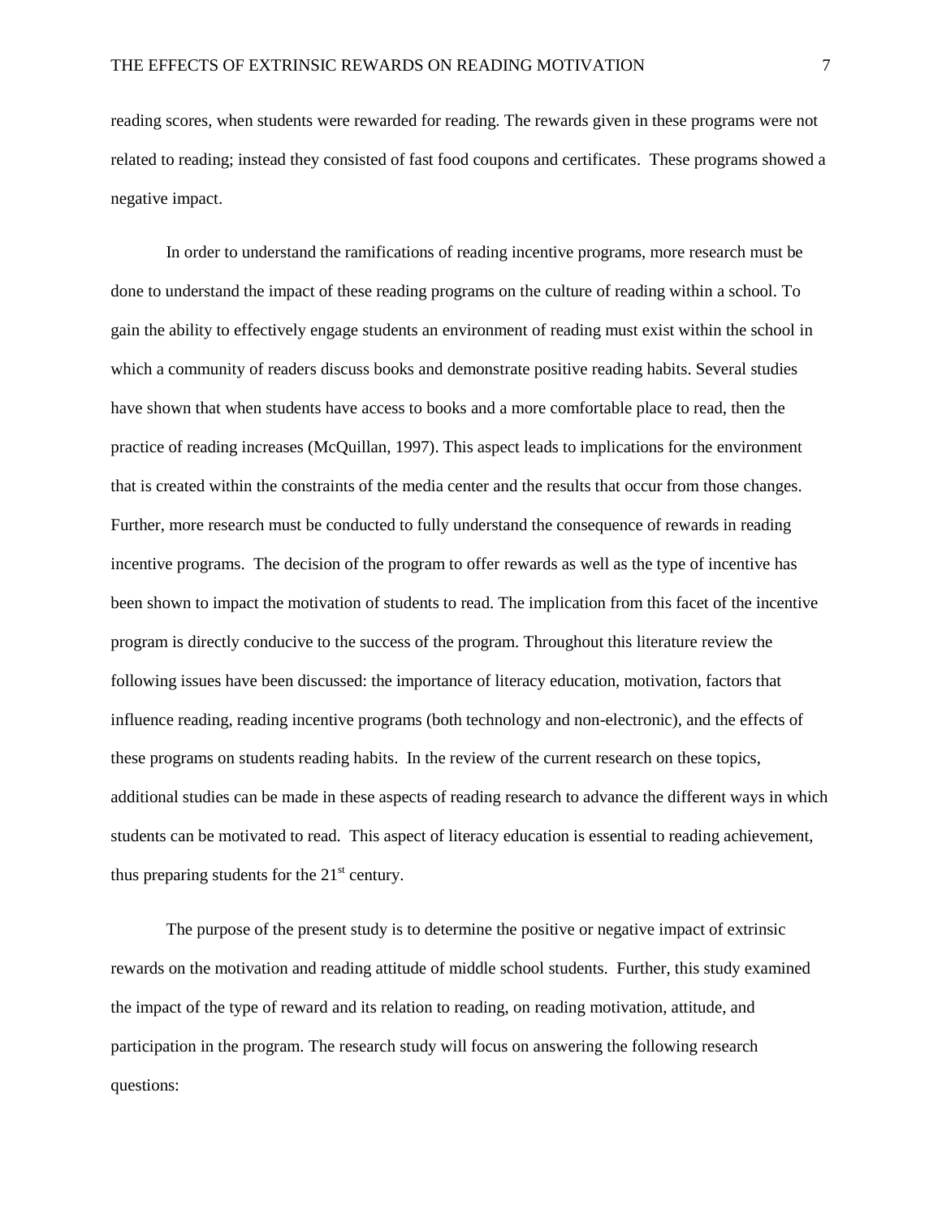reading scores, when students were rewarded for reading. The rewards given in these programs were not related to reading; instead they consisted of fast food coupons and certificates. These programs showed a negative impact.

In order to understand the ramifications of reading incentive programs, more research must be done to understand the impact of these reading programs on the culture of reading within a school. To gain the ability to effectively engage students an environment of reading must exist within the school in which a community of readers discuss books and demonstrate positive reading habits. Several studies have shown that when students have access to books and a more comfortable place to read, then the practice of reading increases (McQuillan, 1997). This aspect leads to implications for the environment that is created within the constraints of the media center and the results that occur from those changes. Further, more research must be conducted to fully understand the consequence of rewards in reading incentive programs. The decision of the program to offer rewards as well as the type of incentive has been shown to impact the motivation of students to read. The implication from this facet of the incentive program is directly conducive to the success of the program. Throughout this literature review the following issues have been discussed: the importance of literacy education, motivation, factors that influence reading, reading incentive programs (both technology and non-electronic), and the effects of these programs on students reading habits. In the review of the current research on these topics, additional studies can be made in these aspects of reading research to advance the different ways in which students can be motivated to read. This aspect of literacy education is essential to reading achievement, thus preparing students for the 21st century.

The purpose of the present study is to determine the positive or negative impact of extrinsic rewards on the motivation and reading attitude of middle school students. Further, this study examined the impact of the type of reward and its relation to reading, on reading motivation, attitude, and participation in the program. The research study will focus on answering the following research questions: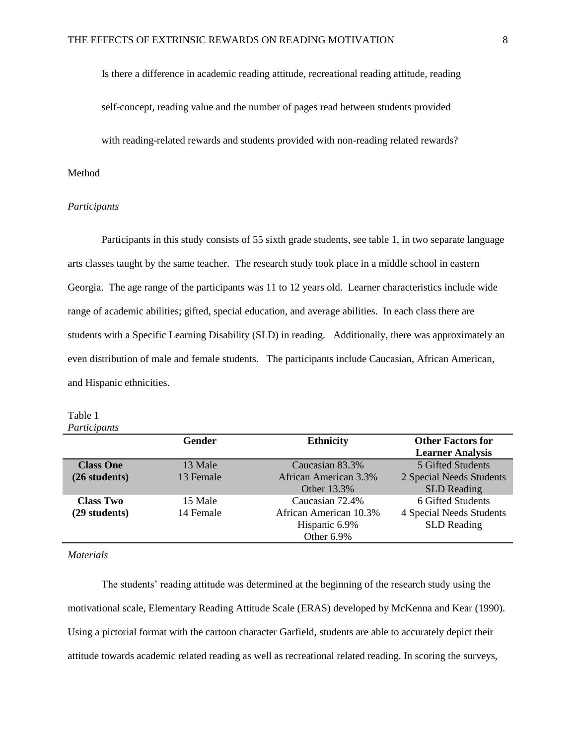Is there a difference in academic reading attitude, recreational reading attitude, reading self-concept, reading value and the number of pages read between students provided with reading-related rewards and students provided with non-reading related rewards?

## Method

### *Participants*

Participants in this study consists of 55 sixth grade students, see table 1, in two separate language arts classes taught by the same teacher. The research study took place in a middle school in eastern Georgia. The age range of the participants was 11 to 12 years old. Learner characteristics include wide range of academic abilities; gifted, special education, and average abilities. In each class there are students with a Specific Learning Disability (SLD) in reading. Additionally, there was approximately an even distribution of male and female students. The participants include Caucasian, African American, and Hispanic ethnicities.

Table 1
*Participants*

| | Gender | Ethnicity | Other Factors for Learner Analysis |
|---|---|---|---|
| **Class One (26 students)** | 13 Male<br>13 Female | Caucasian 83.3%<br>African American 3.3%<br>Other 13.3% | 5 Gifted Students<br>2 Special Needs Students<br>SLD Reading |
| **Class Two (29 students)** | 15 Male<br>14 Female | Caucasian 72.4%<br>African American 10.3%<br>Hispanic 6.9%<br>Other 6.9% | 6 Gifted Students<br>4 Special Needs Students<br>SLD Reading |

### *Materials*

The students' reading attitude was determined at the beginning of the research study using the motivational scale, Elementary Reading Attitude Scale (ERAS) developed by McKenna and Kear (1990). Using a pictorial format with the cartoon character Garfield, students are able to accurately depict their attitude towards academic related reading as well as recreational related reading. In scoring the surveys,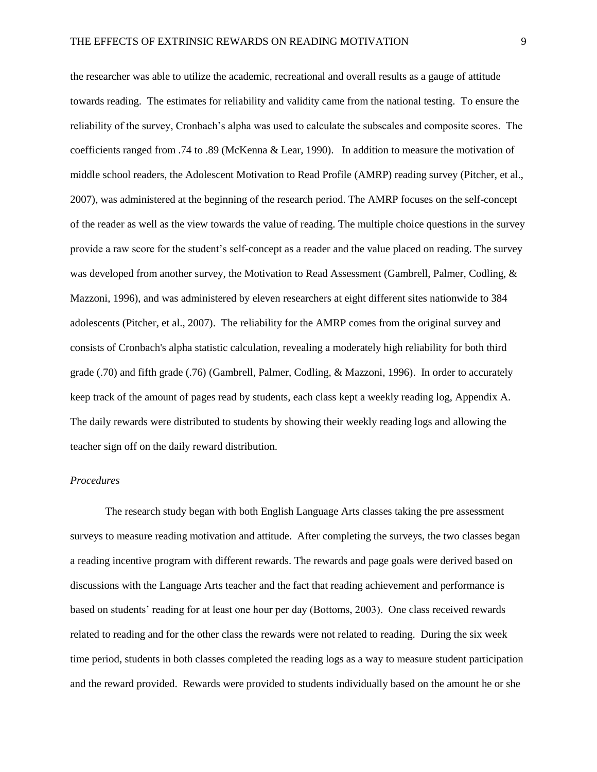the researcher was able to utilize the academic, recreational and overall results as a gauge of attitude towards reading. The estimates for reliability and validity came from the national testing. To ensure the reliability of the survey, Cronbach's alpha was used to calculate the subscales and composite scores. The coefficients ranged from .74 to .89 (McKenna & Lear, 1990). In addition to measure the motivation of middle school readers, the Adolescent Motivation to Read Profile (AMRP) reading survey (Pitcher, et al., 2007), was administered at the beginning of the research period. The AMRP focuses on the self-concept of the reader as well as the view towards the value of reading. The multiple choice questions in the survey provide a raw score for the student's self-concept as a reader and the value placed on reading. The survey was developed from another survey, the Motivation to Read Assessment (Gambrell, Palmer, Codling, & Mazzoni, 1996), and was administered by eleven researchers at eight different sites nationwide to 384 adolescents (Pitcher, et al., 2007). The reliability for the AMRP comes from the original survey and consists of Cronbach's alpha statistic calculation, revealing a moderately high reliability for both third grade (.70) and fifth grade (.76) (Gambrell, Palmer, Codling, & Mazzoni, 1996). In order to accurately keep track of the amount of pages read by students, each class kept a weekly reading log, Appendix A. The daily rewards were distributed to students by showing their weekly reading logs and allowing the teacher sign off on the daily reward distribution.

*Procedures*

The research study began with both English Language Arts classes taking the pre assessment surveys to measure reading motivation and attitude. After completing the surveys, the two classes began a reading incentive program with different rewards. The rewards and page goals were derived based on discussions with the Language Arts teacher and the fact that reading achievement and performance is based on students' reading for at least one hour per day (Bottoms, 2003). One class received rewards related to reading and for the other class the rewards were not related to reading. During the six week time period, students in both classes completed the reading logs as a way to measure student participation and the reward provided. Rewards were provided to students individually based on the amount he or she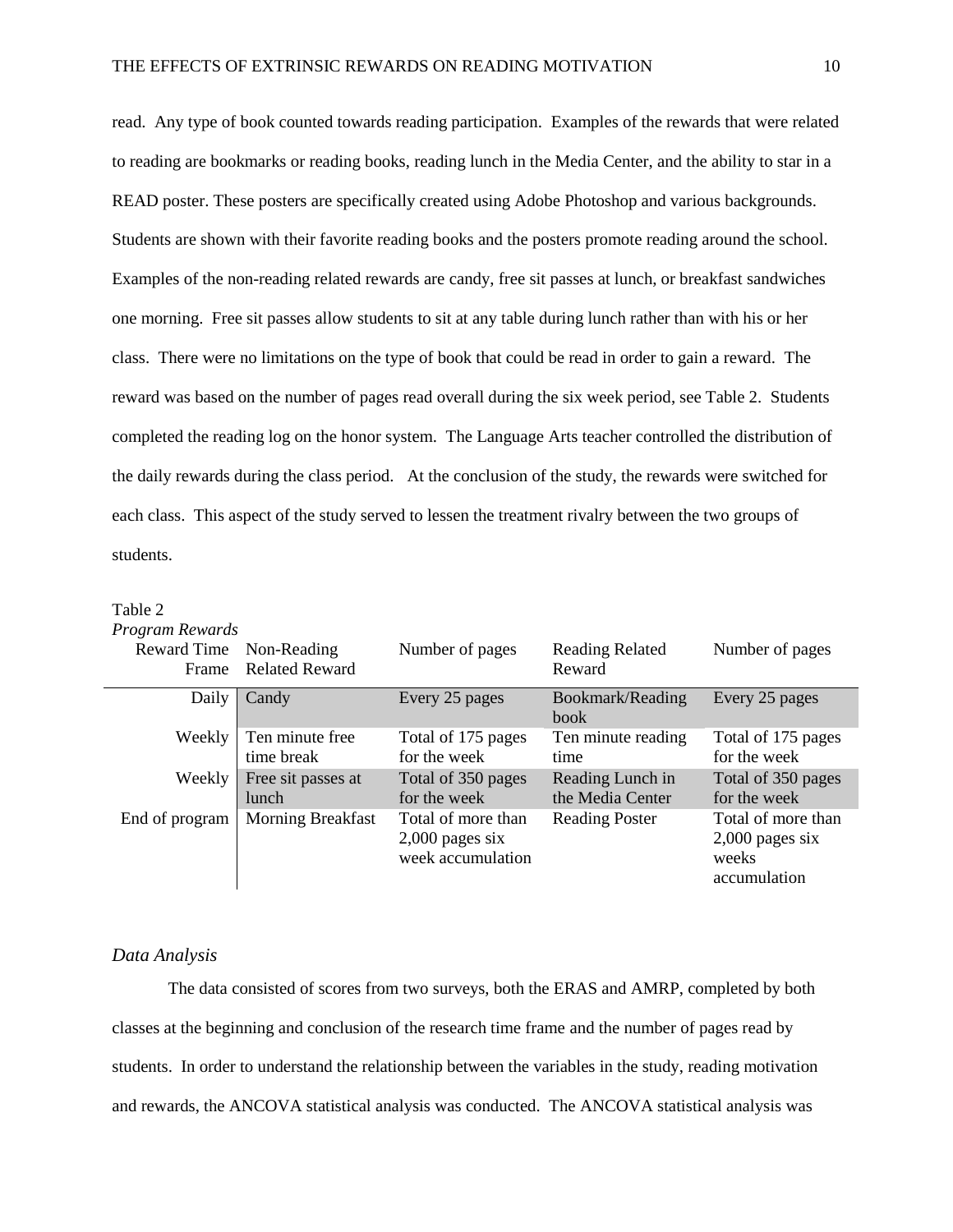read. Any type of book counted towards reading participation. Examples of the rewards that were related to reading are bookmarks or reading books, reading lunch in the Media Center, and the ability to star in a READ poster. These posters are specifically created using Adobe Photoshop and various backgrounds. Students are shown with their favorite reading books and the posters promote reading around the school. Examples of the non-reading related rewards are candy, free sit passes at lunch, or breakfast sandwiches one morning. Free sit passes allow students to sit at any table during lunch rather than with his or her class. There were no limitations on the type of book that could be read in order to gain a reward. The reward was based on the number of pages read overall during the six week period, see Table 2. Students completed the reading log on the honor system. The Language Arts teacher controlled the distribution of the daily rewards during the class period. At the conclusion of the study, the rewards were switched for each class. This aspect of the study served to lessen the treatment rivalry between the two groups of students.

Table 2
*Program Rewards*

| Reward Time Frame | Non-Reading Related Reward | Number of pages | Reading Related Reward | Number of pages |
|---|---|---|---|---|
| Daily | Candy | Every 25 pages | Bookmark/Reading book | Every 25 pages |
| Weekly | Ten minute free time break | Total of 175 pages for the week | Ten minute reading time | Total of 175 pages for the week |
| Weekly | Free sit passes at lunch | Total of 350 pages for the week | Reading Lunch in the Media Center | Total of 350 pages for the week |
| End of program | Morning Breakfast | Total of more than 2,000 pages six week accumulation | Reading Poster | Total of more than 2,000 pages six weeks accumulation |

### *Data Analysis*

The data consisted of scores from two surveys, both the ERAS and AMRP, completed by both classes at the beginning and conclusion of the research time frame and the number of pages read by students. In order to understand the relationship between the variables in the study, reading motivation and rewards, the ANCOVA statistical analysis was conducted. The ANCOVA statistical analysis was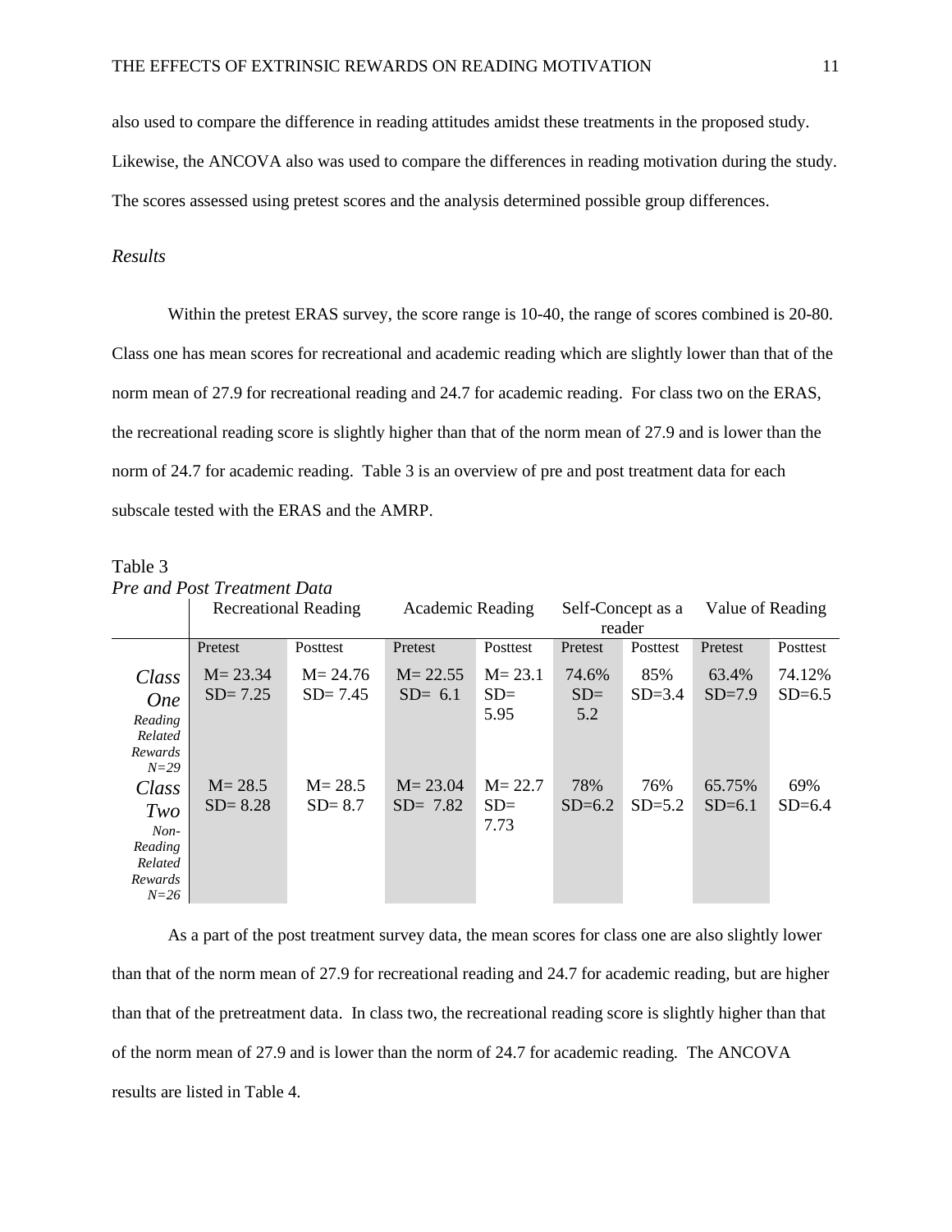also used to compare the difference in reading attitudes amidst these treatments in the proposed study. Likewise, the ANCOVA also was used to compare the differences in reading motivation during the study. The scores assessed using pretest scores and the analysis determined possible group differences.

*Results*

Within the pretest ERAS survey, the score range is 10-40, the range of scores combined is 20-80. Class one has mean scores for recreational and academic reading which are slightly lower than that of the norm mean of 27.9 for recreational reading and 24.7 for academic reading. For class two on the ERAS, the recreational reading score is slightly higher than that of the norm mean of 27.9 and is lower than the norm of 24.7 for academic reading. Table 3 is an overview of pre and post treatment data for each subscale tested with the ERAS and the AMRP.

Table 3
*Pre and Post Treatment Data*

| | Recreational Reading | | Academic Reading | | Self-Concept as a reader | | Value of Reading | |
|---|---|---|---|---|---|---|---|---|
| | Pretest | Posttest | Pretest | Posttest | Pretest | Posttest | Pretest | Posttest |
| *Class One* *Reading Related Rewards N=29* | M= 23.34 SD= 7.25 | M= 24.76 SD= 7.45 | M= 22.55 SD= 6.1 | M= 23.1 SD= 5.95 | 74.6% SD= 5.2 | 85% SD=3.4 | 63.4% SD=7.9 | 74.12% SD=6.5 |
| *Class Two* *Non-Reading Related Rewards N=26* | M= 28.5 SD= 8.28 | M= 28.5 SD= 8.7 | M= 23.04 SD= 7.82 | M= 22.7 SD= 7.73 | 78% SD=6.2 | 76% SD=5.2 | 65.75% SD=6.1 | 69% SD=6.4 |

As a part of the post treatment survey data, the mean scores for class one are also slightly lower than that of the norm mean of 27.9 for recreational reading and 24.7 for academic reading, but are higher than that of the pretreatment data. In class two, the recreational reading score is slightly higher than that of the norm mean of 27.9 and is lower than the norm of 24.7 for academic reading. The ANCOVA results are listed in Table 4.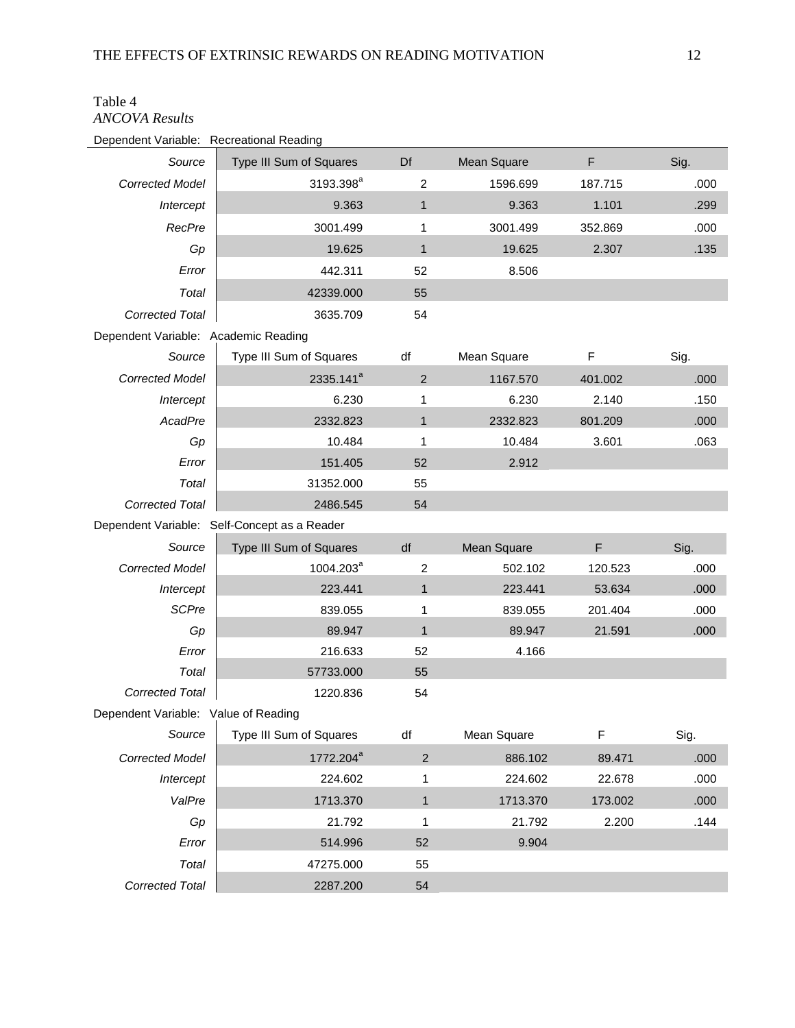Table 4

*ANCOVA Results*

Dependent Variable: Recreational Reading

| Source | Type III Sum of Squares | Df | Mean Square | F | Sig. |
|---|---|---|---|---|---|
| *Corrected Model* | 3193.398[a] | 2 | 1596.699 | 187.715 | .000 |
| *Intercept* | 9.363 | 1 | 9.363 | 1.101 | .299 |
| *RecPre* | 3001.499 | 1 | 3001.499 | 352.869 | .000 |
| *Gp* | 19.625 | 1 | 19.625 | 2.307 | .135 |
| *Error* | 442.311 | 52 | 8.506 | | |
| *Total* | 42339.000 | 55 | | | |
| *Corrected Total* | 3635.709 | 54 | | | |

Dependent Variable: Academic Reading

| Source | Type III Sum of Squares | df | Mean Square | F | Sig. |
|---|---|---|---|---|---|
| *Corrected Model* | 2335.141[a] | 2 | 1167.570 | 401.002 | .000 |
| *Intercept* | 6.230 | 1 | 6.230 | 2.140 | .150 |
| *AcadPre* | 2332.823 | 1 | 2332.823 | 801.209 | .000 |
| *Gp* | 10.484 | 1 | 10.484 | 3.601 | .063 |
| *Error* | 151.405 | 52 | 2.912 | | |
| *Total* | 31352.000 | 55 | | | |
| *Corrected Total* | 2486.545 | 54 | | | |

Dependent Variable: Self-Concept as a Reader

| Source | Type III Sum of Squares | df | Mean Square | F | Sig. |
|---|---|---|---|---|---|
| *Corrected Model* | 1004.203[a] | 2 | 502.102 | 120.523 | .000 |
| *Intercept* | 223.441 | 1 | 223.441 | 53.634 | .000 |
| *SCPre* | 839.055 | 1 | 839.055 | 201.404 | .000 |
| *Gp* | 89.947 | 1 | 89.947 | 21.591 | .000 |
| *Error* | 216.633 | 52 | 4.166 | | |
| *Total* | 57733.000 | 55 | | | |
| *Corrected Total* | 1220.836 | 54 | | | |

Dependent Variable: Value of Reading

| Source | Type III Sum of Squares | df | Mean Square | F | Sig. |
|---|---|---|---|---|---|
| *Corrected Model* | 1772.204[a] | 2 | 886.102 | 89.471 | .000 |
| *Intercept* | 224.602 | 1 | 224.602 | 22.678 | .000 |
| *ValPre* | 1713.370 | 1 | 1713.370 | 173.002 | .000 |
| *Gp* | 21.792 | 1 | 21.792 | 2.200 | .144 |
| *Error* | 514.996 | 52 | 9.904 | | |
| *Total* | 47275.000 | 55 | | | |
| *Corrected Total* | 2287.200 | 54 | | | |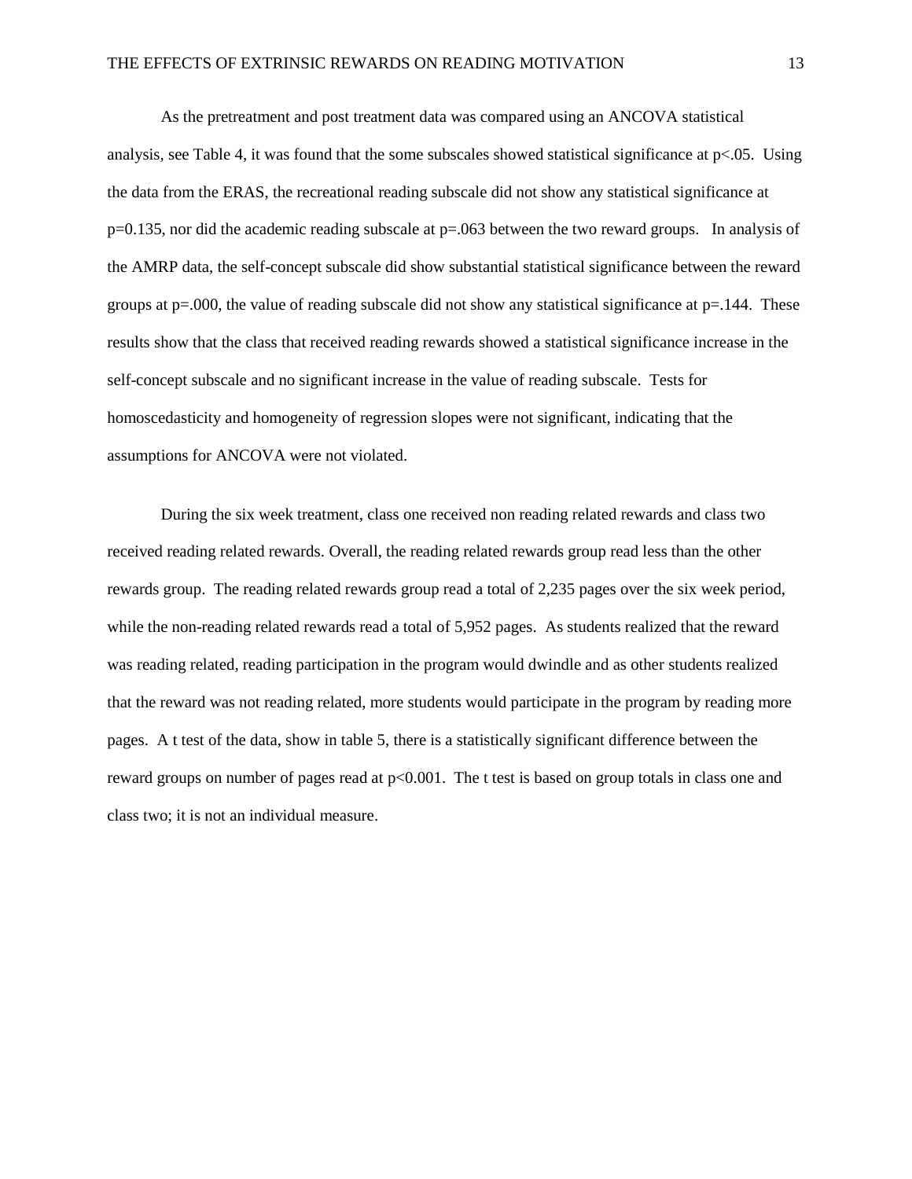As the pretreatment and post treatment data was compared using an ANCOVA statistical analysis, see Table 4, it was found that the some subscales showed statistical significance at $p<.05$. Using the data from the ERAS, the recreational reading subscale did not show any statistical significance at $p=0.135$, nor did the academic reading subscale at $p=.063$ between the two reward groups. In analysis of the AMRP data, the self-concept subscale did show substantial statistical significance between the reward groups at $p=.000$, the value of reading subscale did not show any statistical significance at $p=.144$. These results show that the class that received reading rewards showed a statistical significance increase in the self-concept subscale and no significant increase in the value of reading subscale. Tests for homoscedasticity and homogeneity of regression slopes were not significant, indicating that the assumptions for ANCOVA were not violated.

During the six week treatment, class one received non reading related rewards and class two received reading related rewards. Overall, the reading related rewards group read less than the other rewards group. The reading related rewards group read a total of 2,235 pages over the six week period, while the non-reading related rewards read a total of 5,952 pages. As students realized that the reward was reading related, reading participation in the program would dwindle and as other students realized that the reward was not reading related, more students would participate in the program by reading more pages. A t test of the data, show in table 5, there is a statistically significant difference between the reward groups on number of pages read at $p<0.001$. The t test is based on group totals in class one and class two; it is not an individual measure.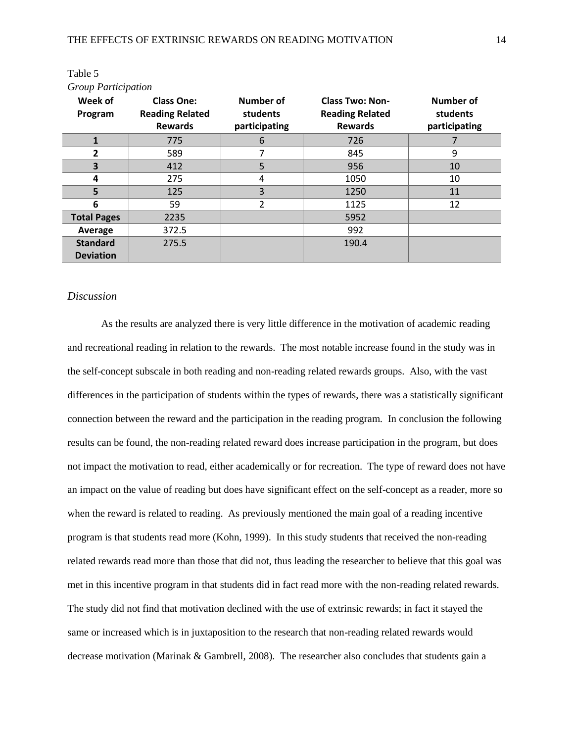Table 5

*Group Participation*

| Week of Program | Class One: Reading Related Rewards | Number of students participating | Class Two: Non-Reading Related Rewards | Number of students participating |
|---|---|---|---|---|
| **1** | 775 | 6 | 726 | 7 |
| **2** | 589 | 7 | 845 | 9 |
| **3** | 412 | 5 | 956 | 10 |
| **4** | 275 | 4 | 1050 | 10 |
| **5** | 125 | 3 | 1250 | 11 |
| **6** | 59 | 2 | 1125 | 12 |
| **Total Pages** | 2235 | | 5952 | |
| **Average** | 372.5 | | 992 | |
| **Standard Deviation** | 275.5 | | 190.4 | |

*Discussion*

As the results are analyzed there is very little difference in the motivation of academic reading and recreational reading in relation to the rewards. The most notable increase found in the study was in the self-concept subscale in both reading and non-reading related rewards groups. Also, with the vast differences in the participation of students within the types of rewards, there was a statistically significant connection between the reward and the participation in the reading program. In conclusion the following results can be found, the non-reading related reward does increase participation in the program, but does not impact the motivation to read, either academically or for recreation. The type of reward does not have an impact on the value of reading but does have significant effect on the self-concept as a reader, more so when the reward is related to reading. As previously mentioned the main goal of a reading incentive program is that students read more (Kohn, 1999). In this study students that received the non-reading related rewards read more than those that did not, thus leading the researcher to believe that this goal was met in this incentive program in that students did in fact read more with the non-reading related rewards. The study did not find that motivation declined with the use of extrinsic rewards; in fact it stayed the same or increased which is in juxtaposition to the research that non-reading related rewards would decrease motivation (Marinak & Gambrell, 2008). The researcher also concludes that students gain a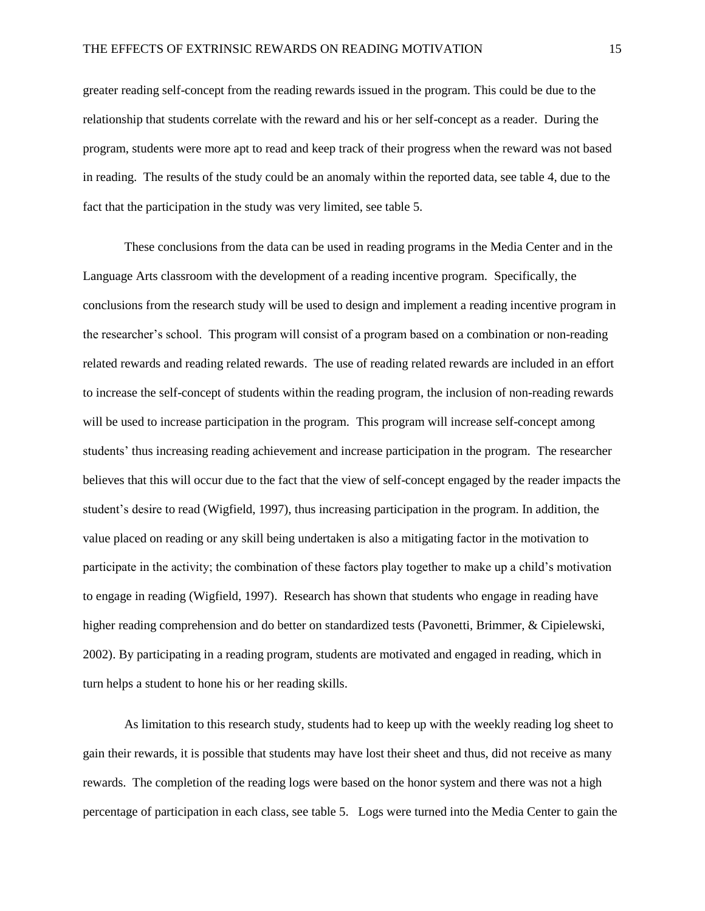greater reading self-concept from the reading rewards issued in the program. This could be due to the relationship that students correlate with the reward and his or her self-concept as a reader. During the program, students were more apt to read and keep track of their progress when the reward was not based in reading. The results of the study could be an anomaly within the reported data, see table 4, due to the fact that the participation in the study was very limited, see table 5.

These conclusions from the data can be used in reading programs in the Media Center and in the Language Arts classroom with the development of a reading incentive program. Specifically, the conclusions from the research study will be used to design and implement a reading incentive program in the researcher's school. This program will consist of a program based on a combination or non-reading related rewards and reading related rewards. The use of reading related rewards are included in an effort to increase the self-concept of students within the reading program, the inclusion of non-reading rewards will be used to increase participation in the program. This program will increase self-concept among students' thus increasing reading achievement and increase participation in the program. The researcher believes that this will occur due to the fact that the view of self-concept engaged by the reader impacts the student's desire to read (Wigfield, 1997), thus increasing participation in the program. In addition, the value placed on reading or any skill being undertaken is also a mitigating factor in the motivation to participate in the activity; the combination of these factors play together to make up a child's motivation to engage in reading (Wigfield, 1997). Research has shown that students who engage in reading have higher reading comprehension and do better on standardized tests (Pavonetti, Brimmer, & Cipielewski, 2002). By participating in a reading program, students are motivated and engaged in reading, which in turn helps a student to hone his or her reading skills.

As limitation to this research study, students had to keep up with the weekly reading log sheet to gain their rewards, it is possible that students may have lost their sheet and thus, did not receive as many rewards. The completion of the reading logs were based on the honor system and there was not a high percentage of participation in each class, see table 5. Logs were turned into the Media Center to gain the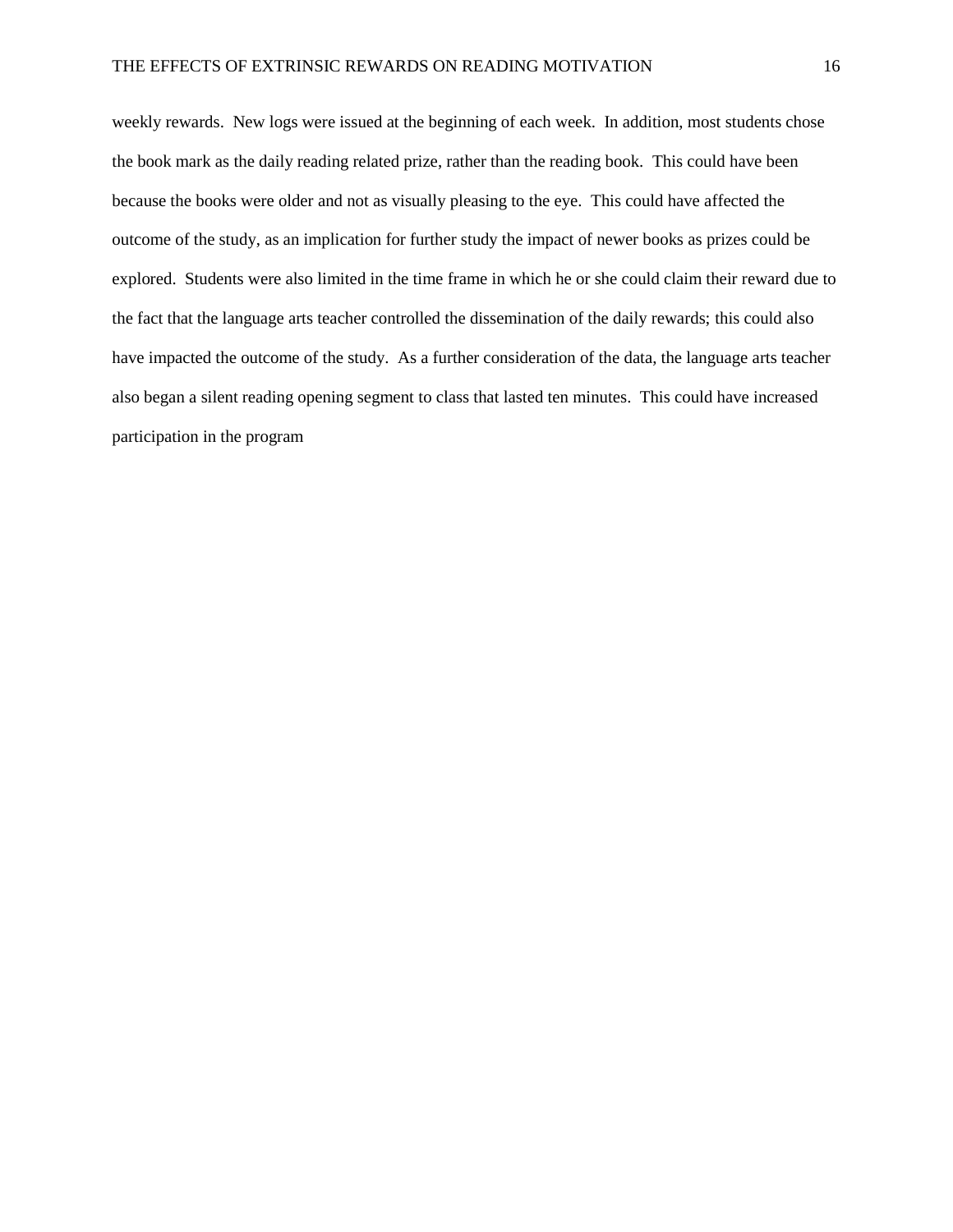weekly rewards. New logs were issued at the beginning of each week. In addition, most students chose the book mark as the daily reading related prize, rather than the reading book. This could have been because the books were older and not as visually pleasing to the eye. This could have affected the outcome of the study, as an implication for further study the impact of newer books as prizes could be explored. Students were also limited in the time frame in which he or she could claim their reward due to the fact that the language arts teacher controlled the dissemination of the daily rewards; this could also have impacted the outcome of the study. As a further consideration of the data, the language arts teacher also began a silent reading opening segment to class that lasted ten minutes. This could have increased participation in the program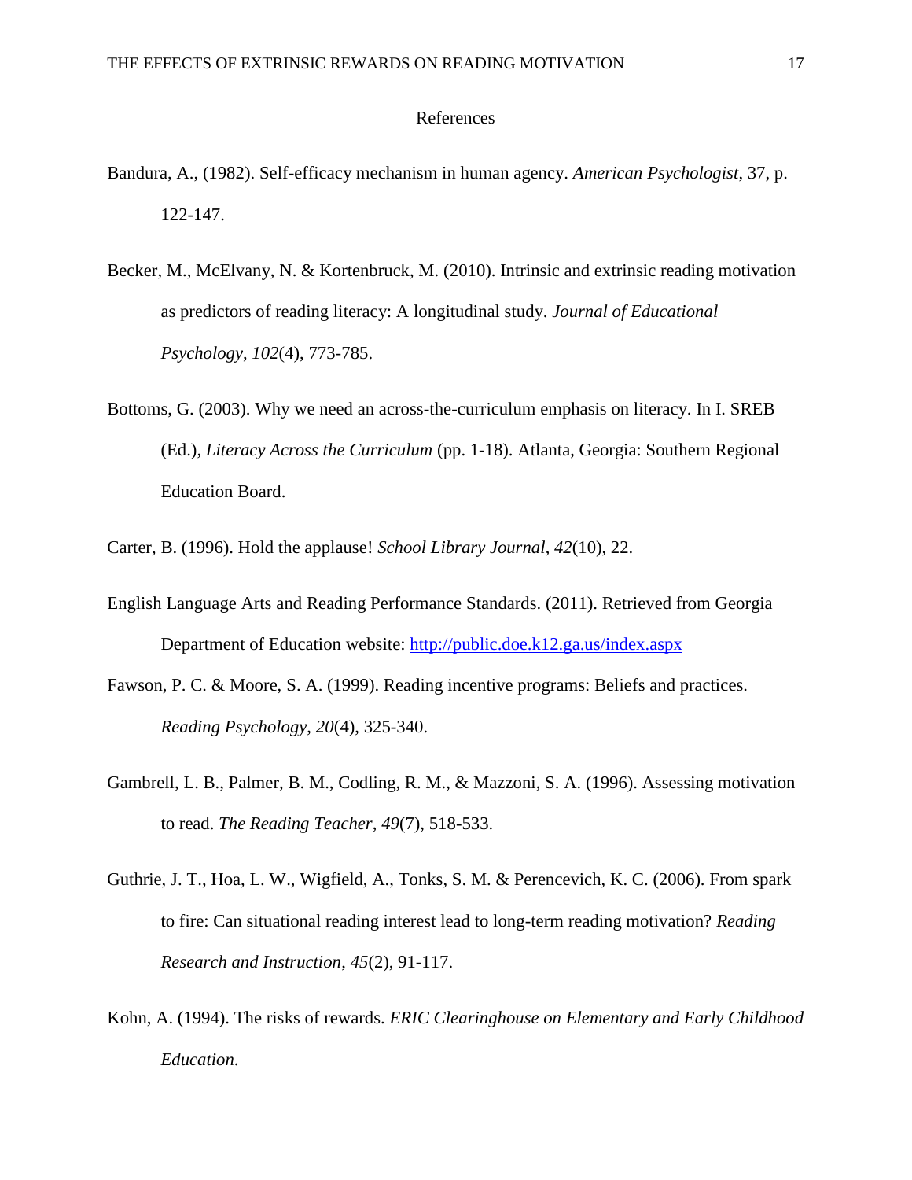# References

Bandura, A., (1982). Self-efficacy mechanism in human agency. *American Psychologist*, 37, p. 122-147.

Becker, M., McElvany, N. & Kortenbruck, M. (2010). Intrinsic and extrinsic reading motivation as predictors of reading literacy: A longitudinal study. *Journal of Educational Psychology*, *102*(4), 773-785.

Bottoms, G. (2003). Why we need an across-the-curriculum emphasis on literacy. In I. SREB (Ed.), *Literacy Across the Curriculum* (pp. 1-18). Atlanta, Georgia: Southern Regional Education Board.

Carter, B. (1996). Hold the applause! *School Library Journal*, *42*(10), 22.

English Language Arts and Reading Performance Standards. (2011). Retrieved from Georgia Department of Education website: http://public.doe.k12.ga.us/index.aspx

Fawson, P. C. & Moore, S. A. (1999). Reading incentive programs: Beliefs and practices. *Reading Psychology*, *20*(4), 325-340.

Gambrell, L. B., Palmer, B. M., Codling, R. M., & Mazzoni, S. A. (1996). Assessing motivation to read. *The Reading Teacher*, *49*(7), 518-533.

Guthrie, J. T., Hoa, L. W., Wigfield, A., Tonks, S. M. & Perencevich, K. C. (2006). From spark to fire: Can situational reading interest lead to long-term reading motivation? *Reading Research and Instruction*, *45*(2), 91-117.

Kohn, A. (1994). The risks of rewards. *ERIC Clearinghouse on Elementary and Early Childhood Education*.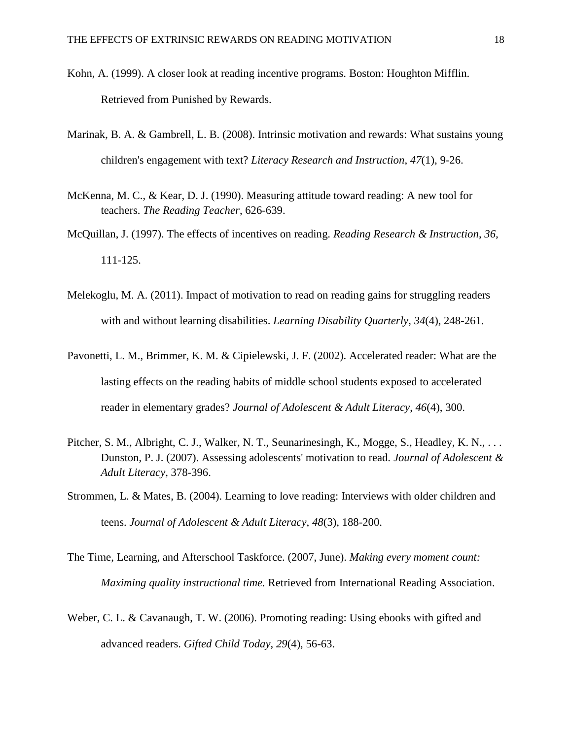Kohn, A. (1999). A closer look at reading incentive programs. Boston: Houghton Mifflin. Retrieved from Punished by Rewards.

Marinak, B. A. & Gambrell, L. B. (2008). Intrinsic motivation and rewards: What sustains young children's engagement with text? *Literacy Research and Instruction*, *47*(1), 9-26.

McKenna, M. C., & Kear, D. J. (1990). Measuring attitude toward reading: A new tool for teachers. *The Reading Teacher*, 626-639.

McQuillan, J. (1997). The effects of incentives on reading. *Reading Research & Instruction*, *36,* 111-125.

Melekoglu, M. A. (2011). Impact of motivation to read on reading gains for struggling readers with and without learning disabilities. *Learning Disability Quarterly*, *34*(4), 248-261.

Pavonetti, L. M., Brimmer, K. M. & Cipielewski, J. F. (2002). Accelerated reader: What are the lasting effects on the reading habits of middle school students exposed to accelerated reader in elementary grades? *Journal of Adolescent & Adult Literacy*, *46*(4), 300.

Pitcher, S. M., Albright, C. J., Walker, N. T., Seunarinesingh, K., Mogge, S., Headley, K. N., . . . Dunston, P. J. (2007). Assessing adolescents' motivation to read. *Journal of Adolescent & Adult Literacy*, 378-396.

Strommen, L. & Mates, B. (2004). Learning to love reading: Interviews with older children and teens. *Journal of Adolescent & Adult Literacy*, *48*(3), 188-200.

The Time, Learning, and Afterschool Taskforce. (2007, June). *Making every moment count: Maximing quality instructional time.* Retrieved from International Reading Association.

Weber, C. L. & Cavanaugh, T. W. (2006). Promoting reading: Using ebooks with gifted and advanced readers. *Gifted Child Today*, *29*(4), 56-63.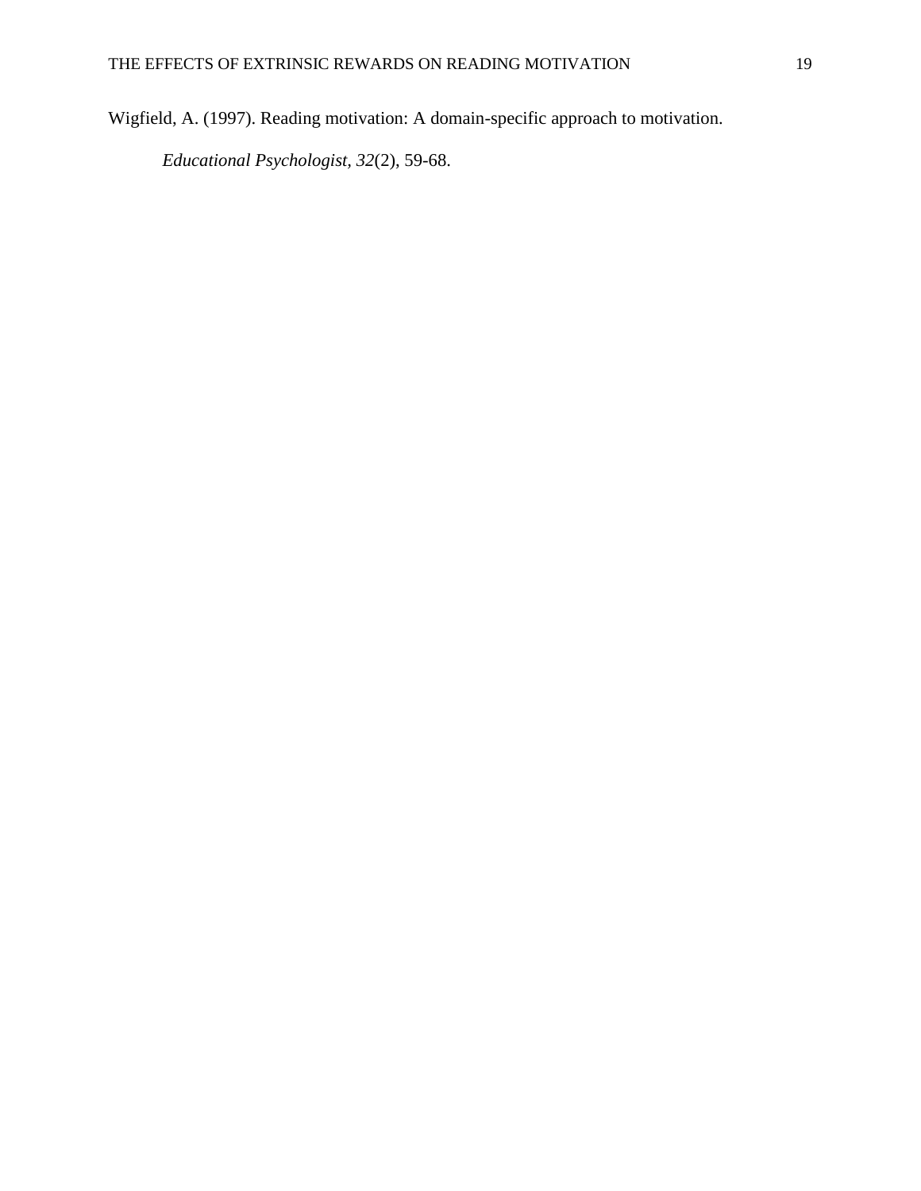Wigfield, A. (1997). Reading motivation: A domain-specific approach to motivation. *Educational Psychologist, 32*(2), 59-68.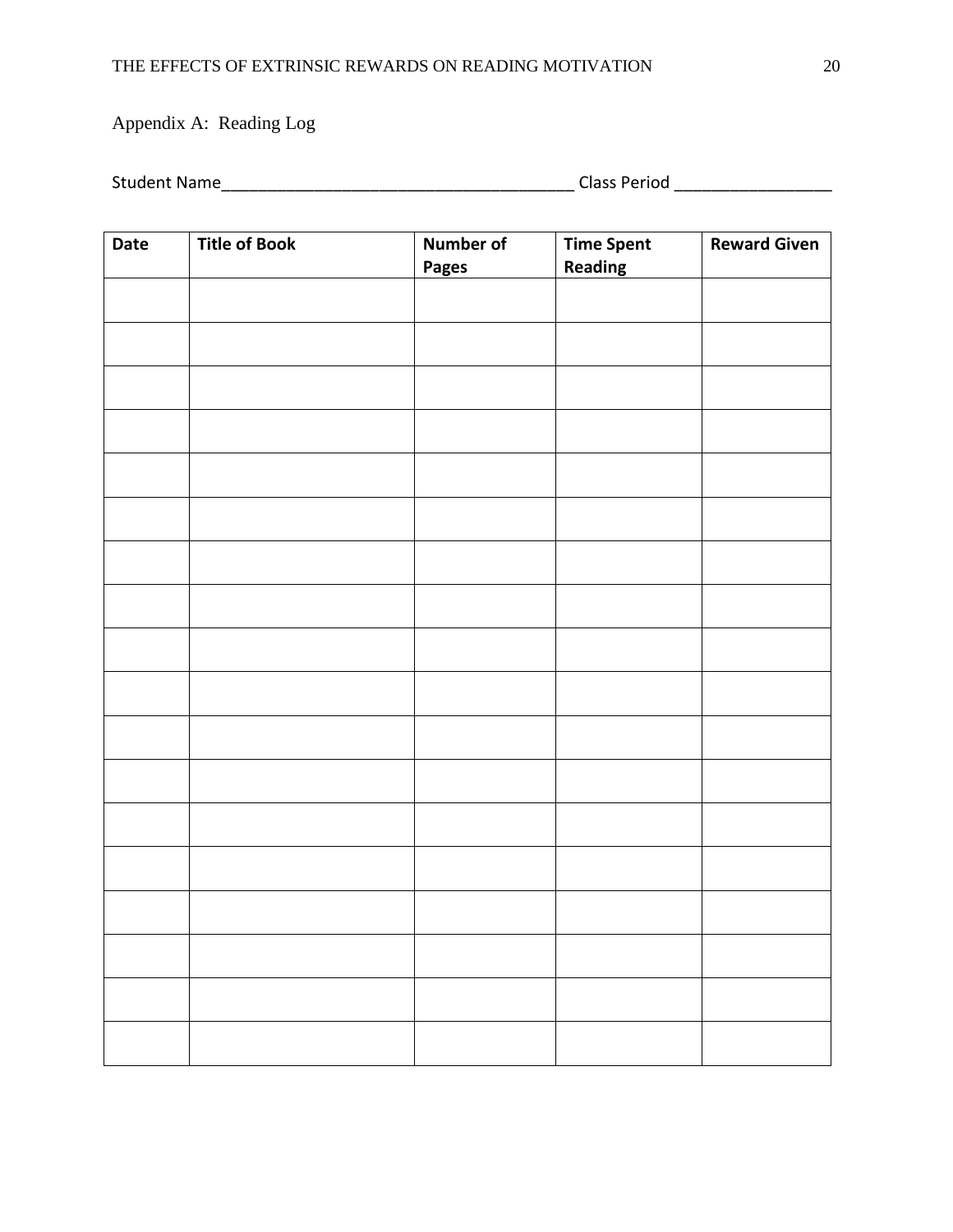Appendix A: Reading Log

Student Name______________________________________ Class Period ________________

| Date | Title of Book | Number of Pages | Time Spent Reading | Reward Given |
|---|---|---|---|---|
| | | | | |
| | | | | |
| | | | | |
| | | | | |
| | | | | |
| | | | | |
| | | | | |
| | | | | |
| | | | | |
| | | | | |
| | | | | |
| | | | | |
| | | | | |
| | | | | |
| | | | | |
| | | | | |
| | | | | |
| | | | | |